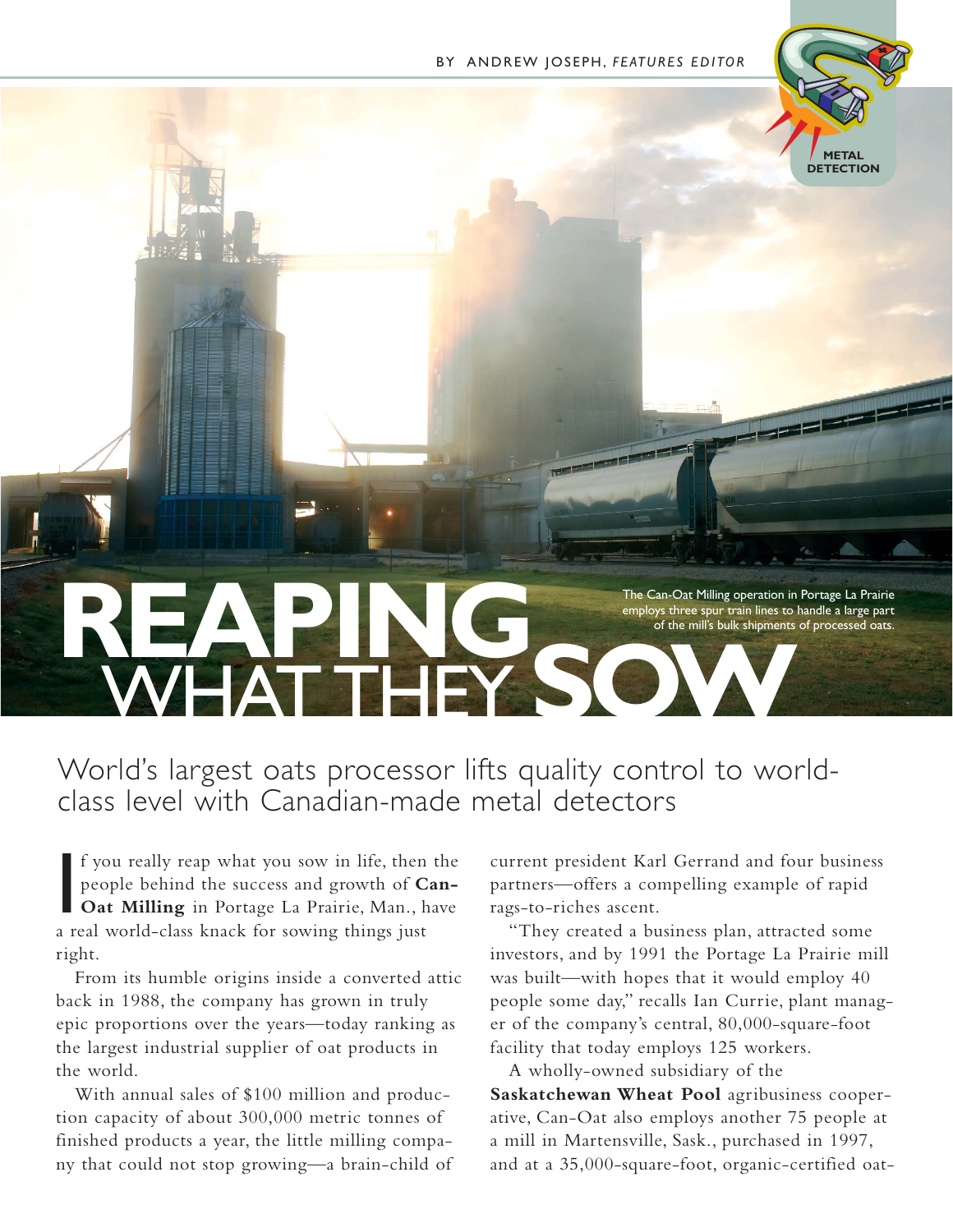BY ANDREW JOSEPH, *FEATURES EDITOR*

METAL DETECTION

# REAPING WHAT THEY SOW

The Can-Oat Milling operation in Portage La Prairie employs three spur train lines to handle a large part of the mill's bulk shipments of processed oats.

## World's largest oats processor lifts quality control to world-class level with Canadian-made metal detectors

If you really reap what you sow in life, then the people behind the success and growth of **Can-Oat Milling** in Portage La Prairie, Man., have a real world-class knack for sowing things just right.

From its humble origins inside a converted attic back in 1988, the company has grown in truly epic proportions over the years—today ranking as the largest industrial supplier of oat products in the world.

With annual sales of $100 million and production capacity of about 300,000 metric tonnes of finished products a year, the little milling company that could not stop growing—a brain-child of current president Karl Gerrand and four business partners—offers a compelling example of rapid rags-to-riches ascent.

"They created a business plan, attracted some investors, and by 1991 the Portage La Prairie mill was built—with hopes that it would employ 40 people some day," recalls Ian Currie, plant manager of the company's central, 80,000-square-foot facility that today employs 125 workers.

A wholly-owned subsidiary of the **Saskatchewan Wheat Pool** agribusiness cooperative, Can-Oat also employs another 75 people at a mill in Martensville, Sask., purchased in 1997, and at a 35,000-square-foot, organic-certified oat-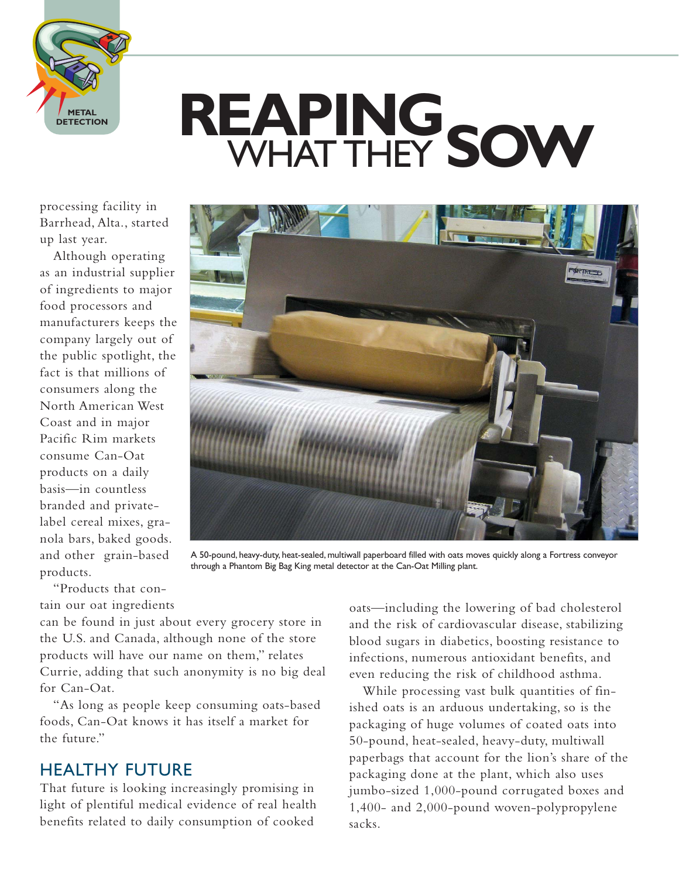# REAPING WHAT THEY SOW

processing facility in Barrhead, Alta., started up last year.

Although operating as an industrial supplier of ingredients to major food processors and manufacturers keeps the company largely out of the public spotlight, the fact is that millions of consumers along the North American West Coast and in major Pacific Rim markets consume Can-Oat products on a daily basis—in countless branded and private-label cereal mixes, granola bars, baked goods. and other grain-based products.

A 50-pound, heavy-duty, heat-sealed, multiwall paperboard filled with oats moves quickly along a Fortress conveyor through a Phantom Big Bag King metal detector at the Can-Oat Milling plant.

"Products that contain our oat ingredients can be found in just about every grocery store in the U.S. and Canada, although none of the store products will have our name on them," relates Currie, adding that such anonymity is no big deal for Can-Oat.

"As long as people keep consuming oats-based foods, Can-Oat knows it has itself a market for the future."

## HEALTHY FUTURE

That future is looking increasingly promising in light of plentiful medical evidence of real health benefits related to daily consumption of cooked oats—including the lowering of bad cholesterol and the risk of cardiovascular disease, stabilizing blood sugars in diabetics, boosting resistance to infections, numerous antioxidant benefits, and even reducing the risk of childhood asthma.

While processing vast bulk quantities of finished oats is an arduous undertaking, so is the packaging of huge volumes of coated oats into 50-pound, heat-sealed, heavy-duty, multiwall paperbags that account for the lion's share of the packaging done at the plant, which also uses jumbo-sized 1,000-pound corrugated boxes and 1,400- and 2,000-pound woven-polypropylene sacks.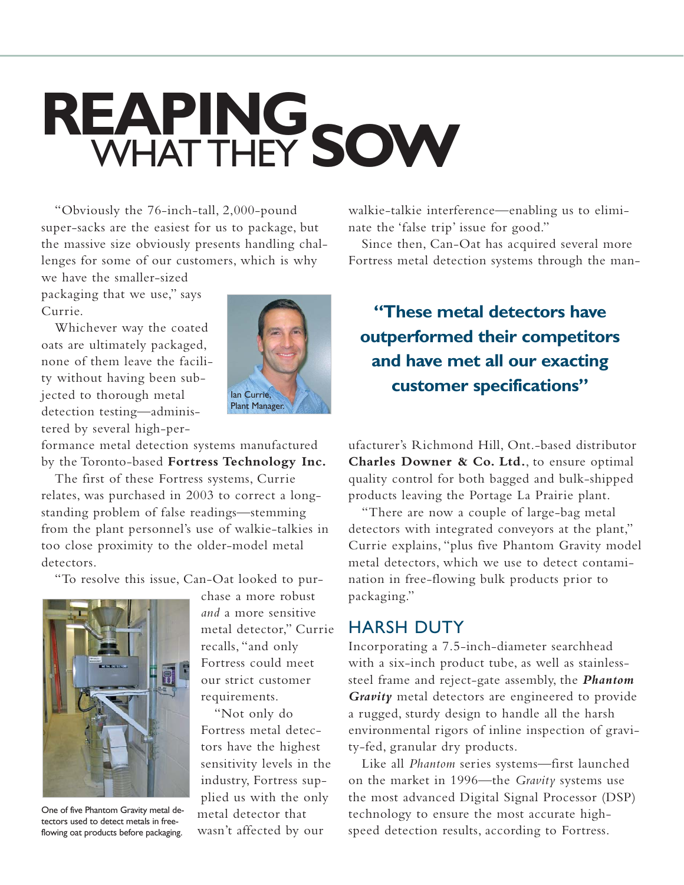// Title
# REAPING WHAT THEY SOW

"Obviously the 76-inch-tall, 2,000-pound super-sacks are the easiest for us to package, but the massive size obviously presents handling challenges for some of our customers, which is why we have the smaller-sized packaging that we use," says Currie.

Ian Currie, Plant Manager.

Whichever way the coated oats are ultimately packaged, none of them leave the facility without having been subjected to thorough metal detection testing—administered by several high-performance metal detection systems manufactured by the Toronto-based **Fortress Technology Inc.**

The first of these Fortress systems, Currie relates, was purchased in 2003 to correct a longstanding problem of false readings—stemming from the plant personnel's use of walkie-talkies in too close proximity to the older-model metal detectors.

"To resolve this issue, Can-Oat looked to purchase a more robust *and* a more sensitive metal detector," Currie recalls, "and only Fortress could meet our strict customer requirements.

"Not only do Fortress metal detectors have the highest sensitivity levels in the industry, Fortress supplied us with the only metal detector that wasn't affected by our walkie-talkie interference—enabling us to eliminate the 'false trip' issue for good."

One of five Phantom Gravity metal detectors used to detect metals in free-flowing oat products before packaging.

Since then, Can-Oat has acquired several more Fortress metal detection systems through the manufacturer's Richmond Hill, Ont.-based distributor **Charles Downer & Co. Ltd.**, to ensure optimal quality control for both bagged and bulk-shipped products leaving the Portage La Prairie plant.

**"These metal detectors have outperformed their competitors and have met all our exacting customer specifications"**

"There are now a couple of large-bag metal detectors with integrated conveyors at the plant," Currie explains, "plus five Phantom Gravity model metal detectors, which we use to detect contamination in free-flowing bulk products prior to packaging."

## HARSH DUTY

Incorporating a 7.5-inch-diameter searchhead with a six-inch product tube, as well as stainless-steel frame and reject-gate assembly, the ***Phantom Gravity*** metal detectors are engineered to provide a rugged, sturdy design to handle all the harsh environmental rigors of inline inspection of gravity-fed, granular dry products.

Like all *Phantom* series systems—first launched on the market in 1996—the *Gravity* systems use the most advanced Digital Signal Processor (DSP) technology to ensure the most accurate high-speed detection results, according to Fortress.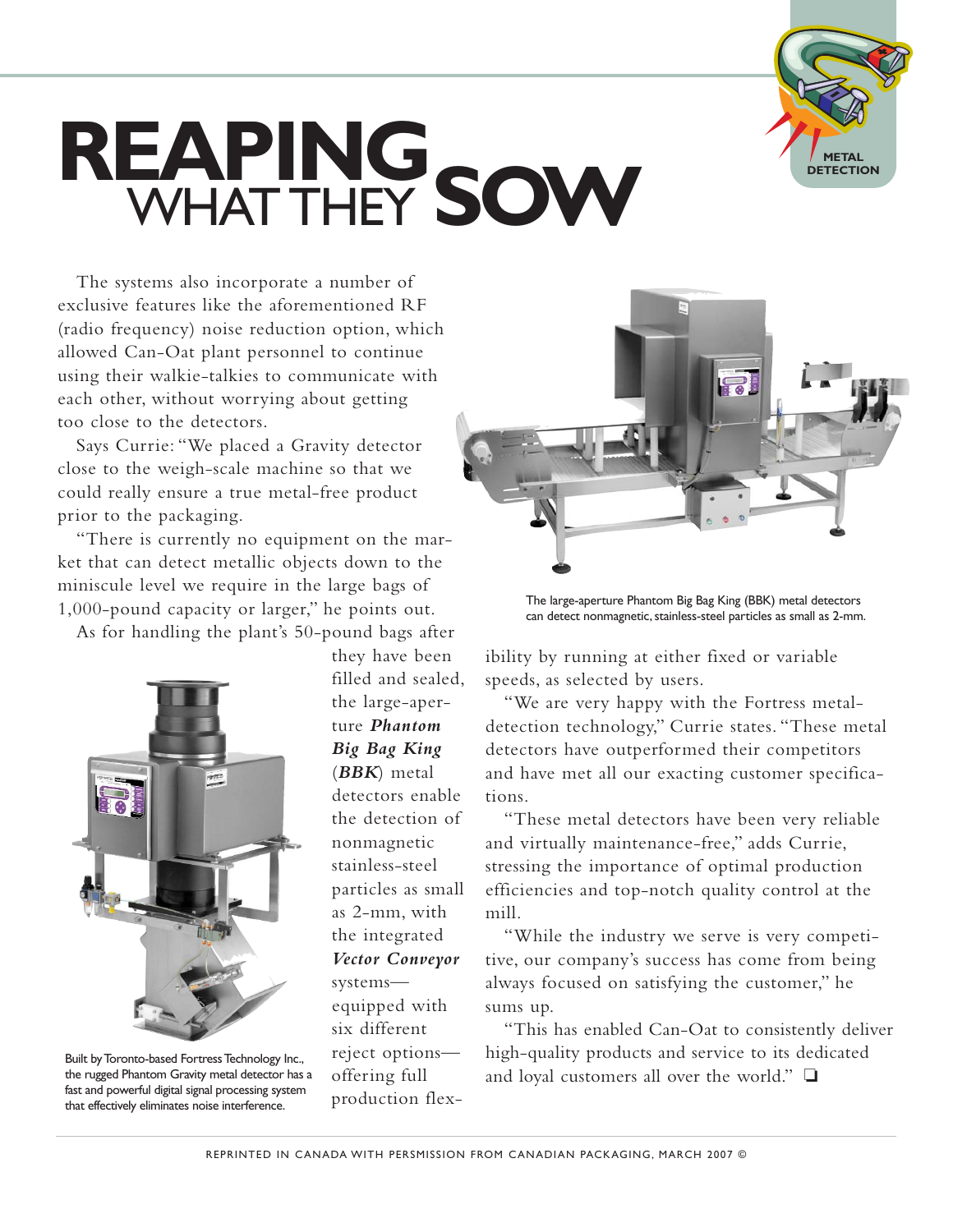# REAPING WHAT THEY SOW

The systems also incorporate a number of exclusive features like the aforementioned RF (radio frequency) noise reduction option, which allowed Can-Oat plant personnel to continue using their walkie-talkies to communicate with each other, without worrying about getting too close to the detectors.

Says Currie: "We placed a Gravity detector close to the weigh-scale machine so that we could really ensure a true metal-free product prior to the packaging.

"There is currently no equipment on the market that can detect metallic objects down to the miniscule level we require in the large bags of 1,000-pound capacity or larger," he points out.

As for handling the plant's 50-pound bags after they have been filled and sealed, the large-aperture ***Phantom Big Bag King*** (***BBK***) metal detectors enable the detection of nonmagnetic stainless-steel particles as small as 2-mm, with the integrated ***Vector Conveyor*** systems—equipped with six different reject options—offering full production flexibility by running at either fixed or variable speeds, as selected by users.

Built by Toronto-based Fortress Technology Inc., the rugged Phantom Gravity metal detector has a fast and powerful digital signal processing system that effectively eliminates noise interference.

The large-aperture Phantom Big Bag King (BBK) metal detectors can detect nonmagnetic, stainless-steel particles as small as 2-mm.

"We are very happy with the Fortress metal-detection technology," Currie states. "These metal detectors have outperformed their competitors and have met all our exacting customer specifications.

"These metal detectors have been very reliable and virtually maintenance-free," adds Currie, stressing the importance of optimal production efficiencies and top-notch quality control at the mill.

"While the industry we serve is very competitive, our company's success has come from being always focused on satisfying the customer," he sums up.

"This has enabled Can-Oat to consistently deliver high-quality products and service to its dedicated and loyal customers all over the world." ❑

REPRINTED IN CANADA WITH PERSMISSION FROM CANADIAN PACKAGING, MARCH 2007 ©